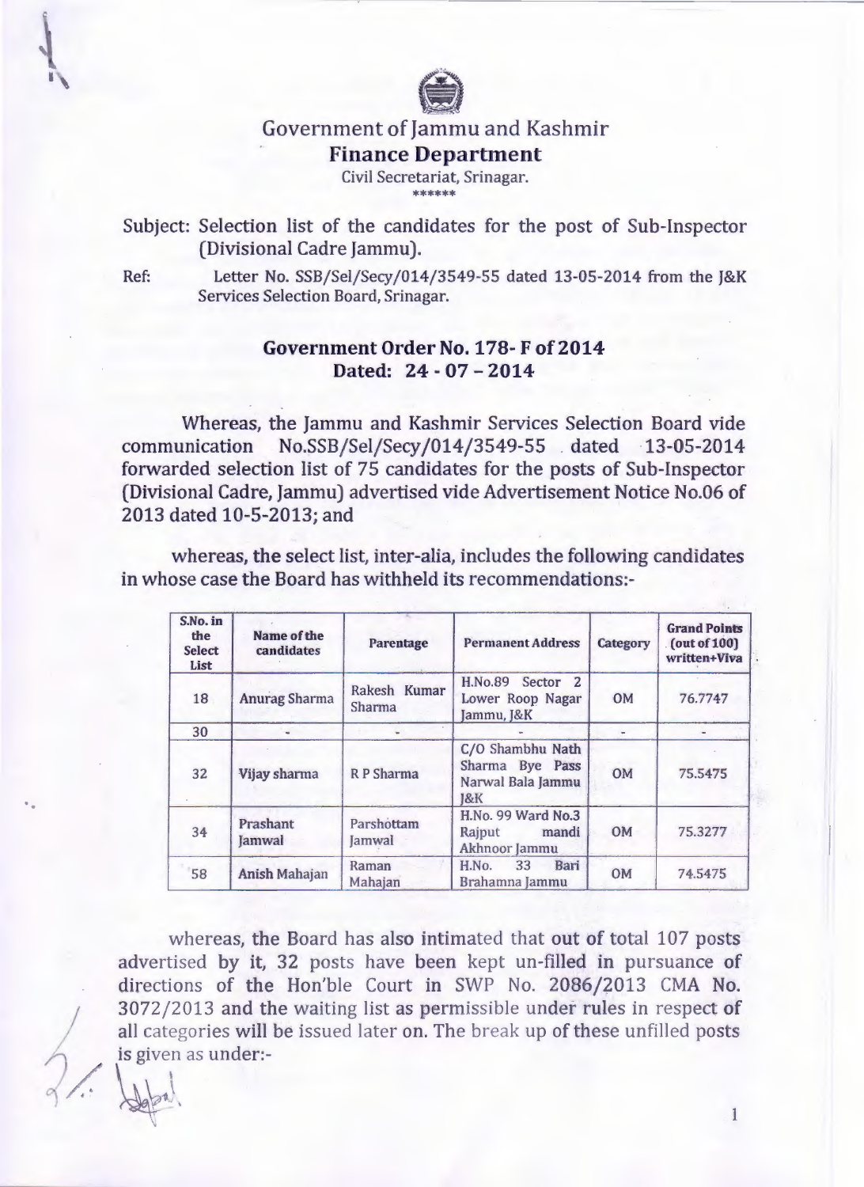# Government of Jammu and Kashmir

## Finance Department

Civil Secretariat, Srinagar.

\*\*\*\*\*\*

Subject: Selection list of the candidates for the post of Sub-Inspector (Divisional Cadre Jammu).

Ref: Letter No. SSB/Sel/Secy/014/3549-55 dated 13-05-2014 from the J&K Services Selection Board, Srinagar.

### Government Order No. 178- F of 2014
### Dated: 24 - 07 – 2014

Whereas, the Jammu and Kashmir Services Selection Board vide communication No.SSB/Sel/Secy/014/3549-55 dated 13-05-2014 forwarded selection list of 75 candidates for the posts of Sub-Inspector (Divisional Cadre, Jammu) advertised vide Advertisement Notice No.06 of 2013 dated 10-5-2013; and

whereas, the select list, inter-alia, includes the following candidates in whose case the Board has withheld its recommendations:-

| S.No. in the Select List | Name of the candidates | Parentage | Permanent Address | Category | Grand Points (out of 100) written+Viva |
|---|---|---|---|---|---|
| 18 | Anurag Sharma | Rakesh Kumar Sharma | H.No.89 Sector 2 Lower Roop Nagar Jammu, J&K | OM | 76.7747 |
| 30 | - | - | - | - | - |
| 32 | Vijay sharma | R P Sharma | C/O Shambhu Nath Sharma Bye Pass Narwal Bala Jammu J&K | OM | 75.5475 |
| 34 | Prashant Jamwal | Parshottam Jamwal | H.No. 99 Ward No.3 Rajput mandi Akhnoor Jammu | OM | 75.3277 |
| 58 | Anish Mahajan | Raman Mahajan | H.No. 33 Bari Brahamna Jammu | OM | 74.5475 |

whereas, the Board has also intimated that out of total 107 posts advertised by it, 32 posts have been kept un-filled in pursuance of directions of the Hon'ble Court in SWP No. 2086/2013 CMA No. 3072/2013 and the waiting list as permissible under rules in respect of all categories will be issued later on. The break up of these unfilled posts is given as under:-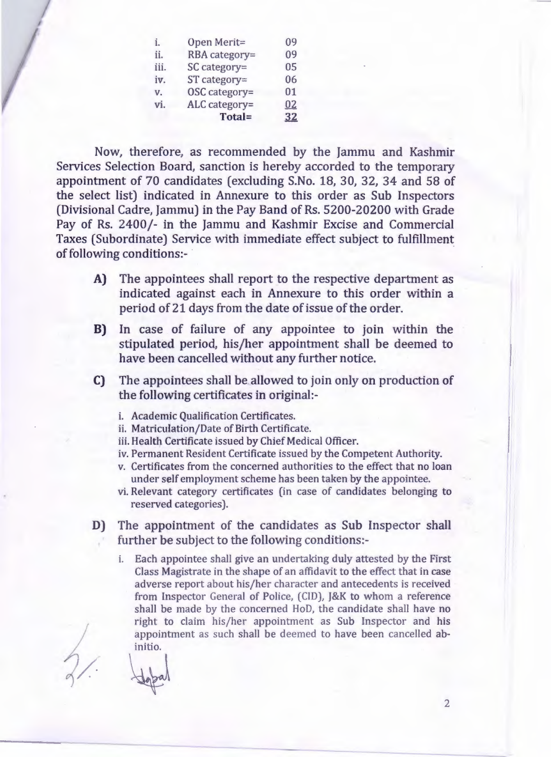| | | |
|---|---|---|
| i. | Open Merit= | 09 |
| ii. | RBA category= | 09 |
| iii. | SC category= | 05 |
| iv. | ST category= | 06 |
| v. | OSC category= | 01 |
| vi. | ALC category= | 02 |
| | **Total=** | **32** |

Now, therefore, as recommended by the Jammu and Kashmir Services Selection Board, sanction is hereby accorded to the temporary appointment of 70 candidates (excluding S.No. 18, 30, 32, 34 and 58 of the select list) indicated in Annexure to this order as Sub Inspectors (Divisional Cadre, Jammu) in the Pay Band of Rs. 5200-20200 with Grade Pay of Rs. 2400/- in the Jammu and Kashmir Excise and Commercial Taxes (Subordinate) Service with immediate effect subject to fulfillment of following conditions:-

**A)** The appointees shall report to the respective department as indicated against each in Annexure to this order within a period of 21 days from the date of issue of the order.

**B)** In case of failure of any appointee to join within the stipulated period, his/her appointment shall be deemed to have been cancelled without any further notice.

**C)** The appointees shall be allowed to join only on production of the following certificates in original:-

i. Academic Qualification Certificates.
ii. Matriculation/Date of Birth Certificate.
iii. Health Certificate issued by Chief Medical Officer.
iv. Permanent Resident Certificate issued by the Competent Authority.
v. Certificates from the concerned authorities to the effect that no loan under self employment scheme has been taken by the appointee.
vi. Relevant category certificates (in case of candidates belonging to reserved categories).

**D)** The appointment of the candidates as Sub Inspector shall further be subject to the following conditions:-

i. Each appointee shall give an undertaking duly attested by the First Class Magistrate in the shape of an affidavit to the effect that in case adverse report about his/her character and antecedents is received from Inspector General of Police, (CID), J&K to whom a reference shall be made by the concerned HoD, the candidate shall have no right to claim his/her appointment as Sub Inspector and his appointment as such shall be deemed to have been cancelled ab-initio.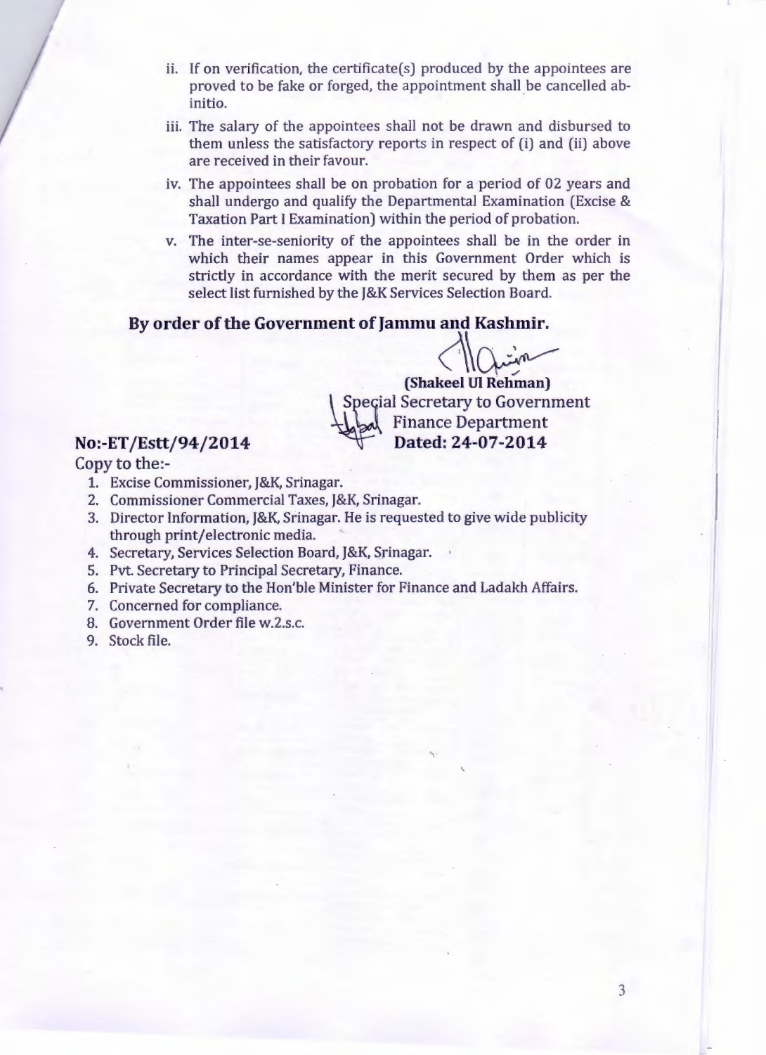ii. If on verification, the certificate(s) produced by the appointees are proved to be fake or forged, the appointment shall be cancelled ab-initio.

iii. The salary of the appointees shall not be drawn and disbursed to them unless the satisfactory reports in respect of (i) and (ii) above are received in their favour.

iv. The appointees shall be on probation for a period of 02 years and shall undergo and qualify the Departmental Examination (Excise & Taxation Part I Examination) within the period of probation.

v. The inter-se-seniority of the appointees shall be in the order in which their names appear in this Government Order which is strictly in accordance with the merit secured by them as per the select list furnished by the J&K Services Selection Board.

**By order of the Government of Jammu and Kashmir.**

**(Shakeel Ul Rehman)**
Special Secretary to Government
Finance Department
**Dated: 24-07-2014**

**No:-ET/Estt/94/2014**

Copy to the:-

1. Excise Commissioner, J&K, Srinagar.
2. Commissioner Commercial Taxes, J&K, Srinagar.
3. Director Information, J&K, Srinagar. He is requested to give wide publicity through print/electronic media.
4. Secretary, Services Selection Board, J&K, Srinagar.
5. Pvt. Secretary to Principal Secretary, Finance.
6. Private Secretary to the Hon'ble Minister for Finance and Ladakh Affairs.
7. Concerned for compliance.
8. Government Order file w.2.s.c.
9. Stock file.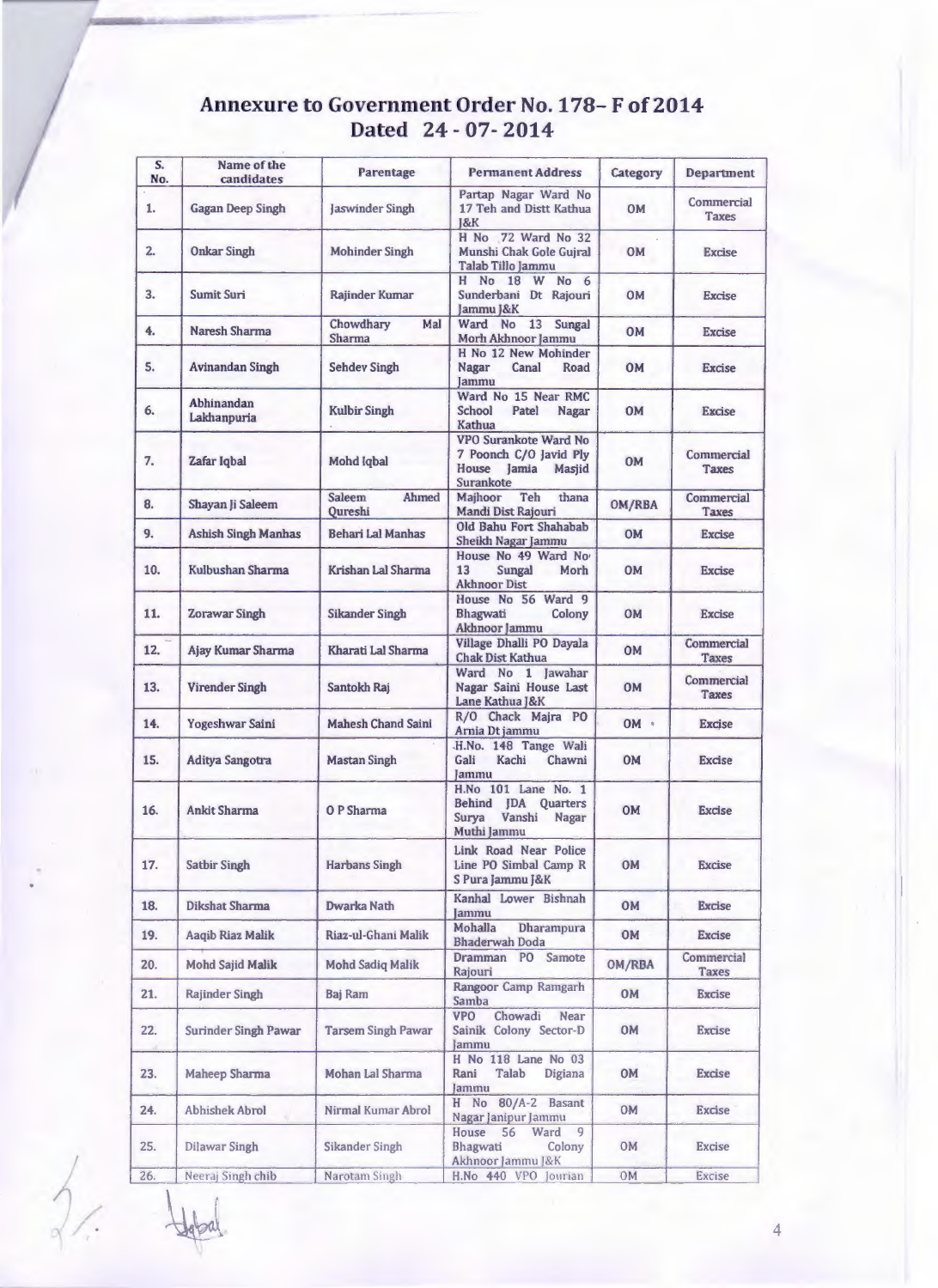# Annexure to Government Order No. 178– F of 2014
## Dated 24 - 07- 2014

| S. No. | Name of the candidates | Parentage | Permanent Address | Category | Department |
|---|---|---|---|---|---|
| 1. | Gagan Deep Singh | Jaswinder Singh | Partap Nagar Ward No 17 Teh and Distt Kathua J&K | OM | Commercial Taxes |
| 2. | Onkar Singh | Mohinder Singh | H No 72 Ward No 32 Munshi Chak Gole Gujral Talab Tillo Jammu | OM | Excise |
| 3. | Sumit Suri | Rajinder Kumar | H No 18 W No 6 Sunderbani Dt Rajouri Jammu J&K | OM | Excise |
| 4. | Naresh Sharma | Chowdhary Mal Sharma | Ward No 13 Sungal Morh Akhnoor Jammu | OM | Excise |
| 5. | Avinandan Singh | Sehdev Singh | H No 12 New Mohinder Nagar Canal Road Jammu | OM | Excise |
| 6. | Abhinandan Lakhanpuria | Kulbir Singh | Ward No 15 Near RMC School Patel Nagar Kathua | OM | Excise |
| 7. | Zafar Iqbal | Mohd Iqbal | VPO Surankote Ward No 7 Poonch C/O Javid Ply House Jamia Masjid Surankote | OM | Commercial Taxes |
| 8. | Shayan Ji Saleem | Saleem Ahmed Qureshi | Majhoor Teh thana Mandi Dist Rajouri | OM/RBA | Commercial Taxes |
| 9. | Ashish Singh Manhas | Behari Lal Manhas | Old Bahu Fort Shahabab Sheikh Nagar Jammu | OM | Excise |
| 10. | Kulbushan Sharma | Krishan Lal Sharma | House No 49 Ward No 13 Sungal Morh Akhnoor Dist | OM | Excise |
| 11. | Zorawar Singh | Sikander Singh | House No 56 Ward 9 Bhagwati Colony Akhnoor Jammu | OM | Excise |
| 12. | Ajay Kumar Sharma | Kharati Lal Sharma | Village Dhalli PO Dayala Chak Dist Kathua | OM | Commercial Taxes |
| 13. | Virender Singh | Santokh Raj | Ward No 1 Jawahar Nagar Saini House Last Lane Kathua J&K | OM | Commercial Taxes |
| 14. | Yogeshwar Saini | Mahesh Chand Saini | R/O Chack Majra PO Arnia Dt Jammu | OM | Excise |
| 15. | Aditya Sangotra | Mastan Singh | H.No. 148 Tange Wali Gali Kachi Chawni Jammu | OM | Excise |
| 16. | Ankit Sharma | O P Sharma | H.No 101 Lane No. 1 Behind JDA Quarters Surya Vanshi Nagar Muthi Jammu | OM | Excise |
| 17. | Satbir Singh | Harbans Singh | Link Road Near Police Line PO Simbal Camp R S Pura Jammu J&K | OM | Excise |
| 18. | Dikshat Sharma | Dwarka Nath | Kanhal Lower Bishnah Jammu | OM | Excise |
| 19. | Aaqib Riaz Malik | Riaz-ul-Ghani Malik | Mohalla Dharampura Bhaderwah Doda | OM | Excise |
| 20. | Mohd Sajid Malik | Mohd Sadiq Malik | Dramman PO Samote Rajouri | OM/RBA | Commercial Taxes |
| 21. | Rajinder Singh | Baj Ram | Rangoor Camp Ramgarh Samba | OM | Excise |
| 22. | Surinder Singh Pawar | Tarsem Singh Pawar | VPO Chowadi Near Sainik Colony Sector-D Jammu | OM | Excise |
| 23. | Maheep Sharma | Mohan Lal Sharma | H No 118 Lane No 03 Rani Talab Digiana Jammu | OM | Excise |
| 24. | Abhishek Abrol | Nirmal Kumar Abrol | H No 80/A-2 Basant Nagar Janipur Jammu | OM | Excise |
| 25. | Dilawar Singh | Sikander Singh | House 56 Ward 9 Bhagwati Colony Akhnoor Jammu J&K | OM | Excise |
| 26. | Neeraj Singh chib | Narotam Singh | H.No 440 VPO Jourian | OM | Excise |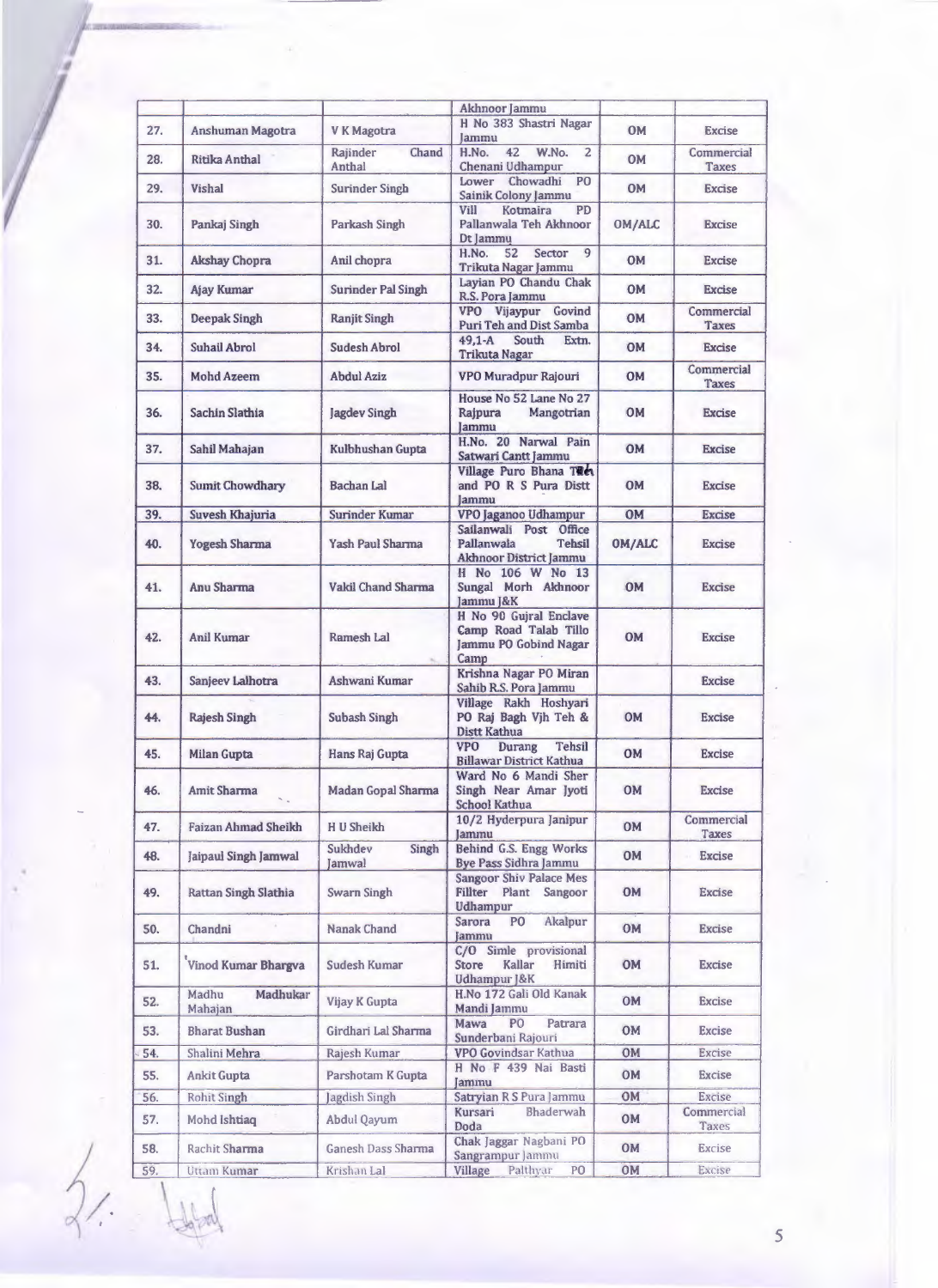| | | | Akhnoor Jammu | | |
|---|---|---|---|---|---|
| 27. | Anshuman Magotra | V K Magotra | H No 383 Shastri Nagar Jammu | OM | Excise |
| 28. | Ritika Anthal | Rajinder Chand Anthal | H.No. 42 W.No. 2 Chenani Udhampur | OM | Commercial Taxes |
| 29. | Vishal | Surinder Singh | Lower Chowadhi PO Sainik Colony Jammu | OM | Excise |
| 30. | Pankaj Singh | Parkash Singh | Vill Kotmaira PD Pallanwala Teh Akhnoor Dt Jammu | OM/ALC | Excise |
| 31. | Akshay Chopra | Anil chopra | H.No. 52 Sector 9 Trikuta Nagar Jammu | OM | Excise |
| 32. | Ajay Kumar | Surinder Pal Singh | Layian PO Chandu Chak R.S. Pora Jammu | OM | Excise |
| 33. | Deepak Singh | Ranjit Singh | VPO Vijaypur Govind Puri Teh and Dist Samba | OM | Commercial Taxes |
| 34. | Suhail Abrol | Sudesh Abrol | 49,1-A South Extn. Trikuta Nagar | OM | Excise |
| 35. | Mohd Azeem | Abdul Aziz | VPO Muradpur Rajouri | OM | Commercial Taxes |
| 36. | Sachin Slathia | Jagdev Singh | House No 52 Lane No 27 Rajpura Mangotrian Jammu | OM | Excise |
| 37. | Sahil Mahajan | Kulbhushan Gupta | H.No. 20 Narwal Pain Satwari Cantt Jammu | OM | Excise |
| 38. | Sumit Chowdhary | Bachan Lal | Village Puro Bhana Teh and PO R S Pura Distt Jammu | OM | Excise |
| 39. | Suvesh Khajuria | Surinder Kumar | VPO Jaganoo Udhampur | OM | Excise |
| 40. | Yogesh Sharma | Yash Paul Sharma | Sailanwali Post Office Pallanwala Tehsil Akhnoor District Jammu | OM/ALC | Excise |
| 41. | Anu Sharma | Vakil Chand Sharma | H No 106 W No 13 Sungal Morh Akhnoor Jammu J&K | OM | Excise |
| 42. | Anil Kumar | Ramesh Lal | H No 90 Gujral Enclave Camp Road Talab Tillo Jammu PO Gobind Nagar Camp | OM | Excise |
| 43. | Sanjeev Lalhotra | Ashwani Kumar | Krishna Nagar PO Miran Sahib R.S. Pora Jammu | | Excise |
| 44. | Rajesh Singh | Subash Singh | Village Rakh Hoshyari PO Raj Bagh Vjh Teh & Distt Kathua | OM | Excise |
| 45. | Milan Gupta | Hans Raj Gupta | VPO Durang Tehsil Billawar District Kathua | OM | Excise |
| 46. | Amit Sharma | Madan Gopal Sharma | Ward No 6 Mandi Sher Singh Near Amar Jyoti School Kathua | OM | Excise |
| 47. | Faizan Ahmad Sheikh | H U Sheikh | 10/2 Hyderpura Janipur Jammu | OM | Commercial Taxes |
| 48. | Jaipaul Singh Jamwal | Sukhdev Singh Jamwal | Behind G.S. Engg Works Bye Pass Sidhra Jammu | OM | Excise |
| 49. | Rattan Singh Slathia | Swarn Singh | Sangoor Shiv Palace Mes Filter Plant Sangoor Udhampur | OM | Excise |
| 50. | Chandni | Nanak Chand | Sarora PO Akalpur Jammu | OM | Excise |
| 51. | Vinod Kumar Bhargva | Sudesh Kumar | C/O Simle provisional Store Kallar Himiti Udhampur J&K | OM | Excise |
| 52. | Madhu Madhukar Mahajan | Vijay K Gupta | H.No 172 Gali Old Kanak Mandi Jammu | OM | Excise |
| 53. | Bharat Bushan | Girdhari Lal Sharma | Mawa PO Patrara Sunderbani Rajouri | OM | Excise |
| 54. | Shalini Mehra | Rajesh Kumar | VPO Govindsar Kathua | OM | Excise |
| 55. | Ankit Gupta | Parshotam K Gupta | H No F 439 Nai Basti Jammu | OM | Excise |
| 56. | Rohit Singh | Jagdish Singh | Satryian R S Pura Jammu | OM | Excise |
| 57. | Mohd Ishtiaq | Abdul Qayum | Kursari Bhaderwah Doda | OM | Commercial Taxes |
| 58. | Rachit Sharma | Ganesh Dass Sharma | Chak Jaggar Nagbani PO Sangrampur Jammu | OM | Excise |
| 59. | Uttam Kumar | Krishan Lal | Village Palthyar PO | OM | Excise |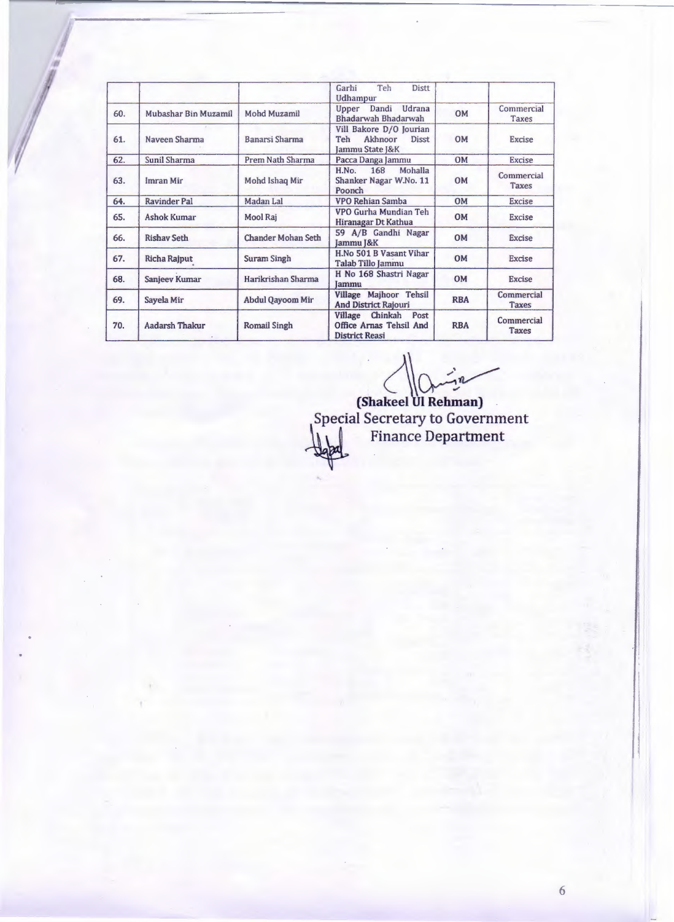| | | | | | |
|---|---|---|---|---|---|
| | | | Garhi Teh Distt Udhampur | | |
| 60. | Mubashar Bin Muzamil | Mohd Muzamil | Upper Dandi Udrana Bhadarwah Bhadarwah | OM | Commercial Taxes |
| 61. | Naveen Sharma | Banarsi Sharma | Vill Bakore D/O Jourian Teh Akhnoor Disst Jammu State J&K | OM | Excise |
| 62. | Sunil Sharma | Prem Nath Sharma | Pacca Danga Jammu | OM | Excise |
| 63. | Imran Mir | Mohd Ishaq Mir | H.No. 168 Mohalla Shanker Nagar W.No. 11 Poonch | OM | Commercial Taxes |
| 64. | Ravinder Pal | Madan Lal | VPO Rehian Samba | OM | Excise |
| 65. | Ashok Kumar | Mool Raj | VPO Gurha Mundian Teh Hiranagar Dt Kathua | OM | Excise |
| 66. | Rishav Seth | Chander Mohan Seth | 59 A/B Gandhi Nagar Jammu J&K | OM | Excise |
| 67. | Richa Rajput | Suram Singh | H.No 501 B Vasant Vihar Talab Tillo Jammu | OM | Excise |
| 68. | Sanjeev Kumar | Harikrishan Sharma | H No 168 Shastri Nagar Jammu | OM | Excise |
| 69. | Sayela Mir | Abdul Qayoom Mir | Village Majhoor Tehsil And District Rajouri | RBA | Commercial Taxes |
| 70. | Aadarsh Thakur | Romail Singh | Village Chinkah Post Office Arnas Tehsil And District Reasi | RBA | Commercial Taxes |

**(Shakeel Ul Rehman)**
Special Secretary to Government
Finance Department